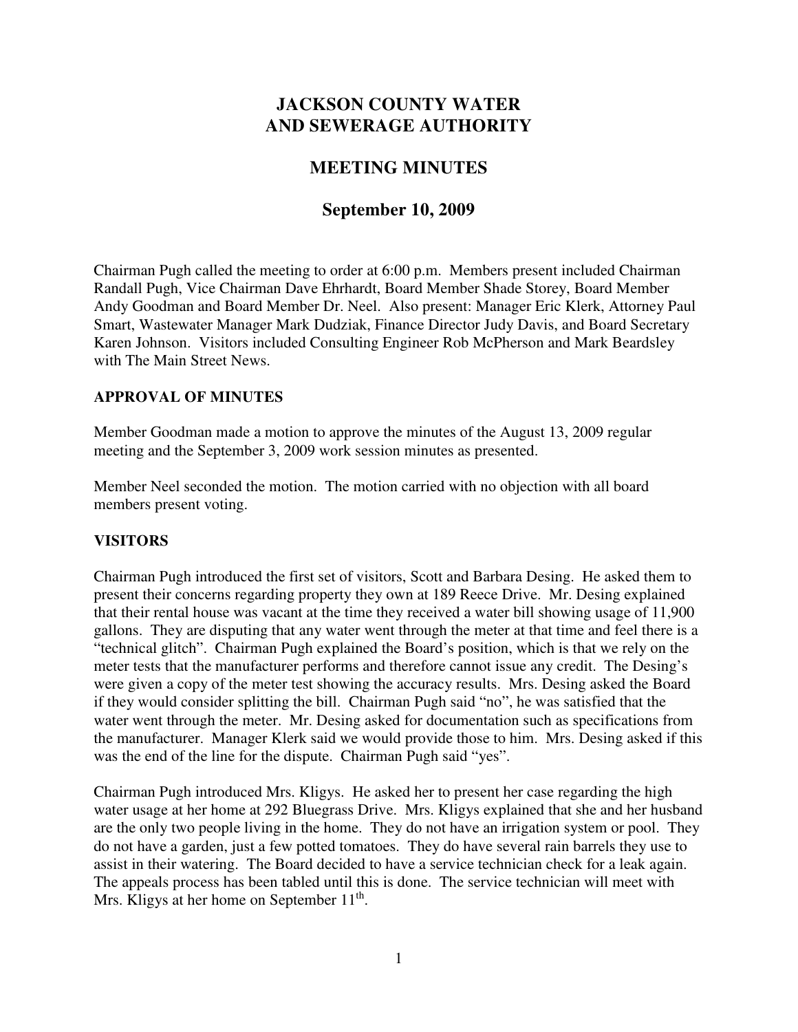# JACKSON COUNTY WATER AND SEWERAGE AUTHORITY

## MEETING MINUTES

## September 10, 2009

Chairman Pugh called the meeting to order at 6:00 p.m. Members present included Chairman Randall Pugh, Vice Chairman Dave Ehrhardt, Board Member Shade Storey, Board Member Andy Goodman and Board Member Dr. Neel. Also present: Manager Eric Klerk, Attorney Paul Smart, Wastewater Manager Mark Dudziak, Finance Director Judy Davis, and Board Secretary Karen Johnson. Visitors included Consulting Engineer Rob McPherson and Mark Beardsley with The Main Street News.

### APPROVAL OF MINUTES

Member Goodman made a motion to approve the minutes of the August 13, 2009 regular meeting and the September 3, 2009 work session minutes as presented.

Member Neel seconded the motion. The motion carried with no objection with all board members present voting.

### VISITORS

Chairman Pugh introduced the first set of visitors, Scott and Barbara Desing. He asked them to present their concerns regarding property they own at 189 Reece Drive. Mr. Desing explained that their rental house was vacant at the time they received a water bill showing usage of 11,900 gallons. They are disputing that any water went through the meter at that time and feel there is a "technical glitch". Chairman Pugh explained the Board's position, which is that we rely on the meter tests that the manufacturer performs and therefore cannot issue any credit. The Desing's were given a copy of the meter test showing the accuracy results. Mrs. Desing asked the Board if they would consider splitting the bill. Chairman Pugh said "no", he was satisfied that the water went through the meter. Mr. Desing asked for documentation such as specifications from the manufacturer. Manager Klerk said we would provide those to him. Mrs. Desing asked if this was the end of the line for the dispute. Chairman Pugh said "yes".

Chairman Pugh introduced Mrs. Kligys. He asked her to present her case regarding the high water usage at her home at 292 Bluegrass Drive. Mrs. Kligys explained that she and her husband are the only two people living in the home. They do not have an irrigation system or pool. They do not have a garden, just a few potted tomatoes. They do have several rain barrels they use to assist in their watering. The Board decided to have a service technician check for a leak again. The appeals process has been tabled until this is done. The service technician will meet with Mrs. Kligys at her home on September 11th.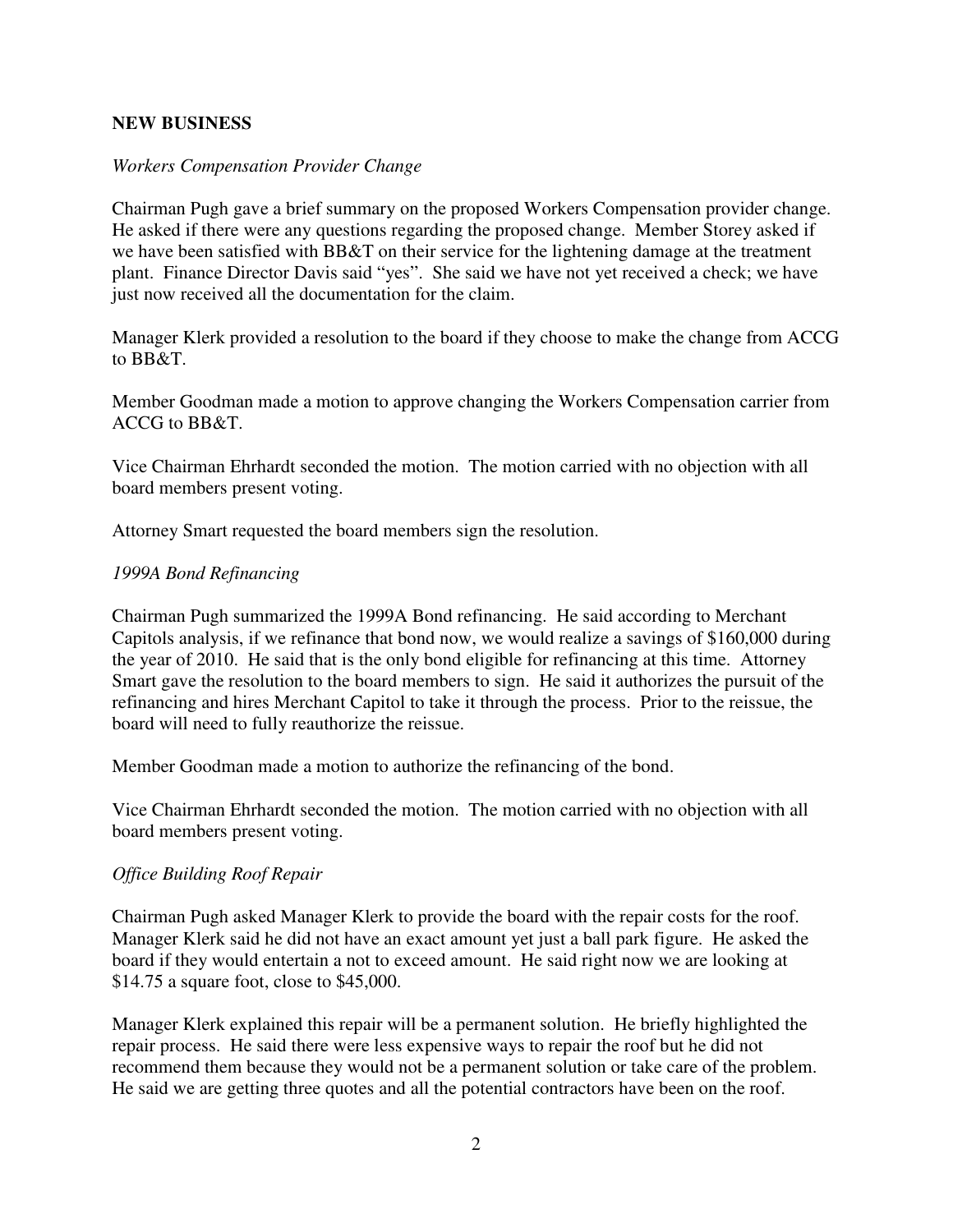**NEW BUSINESS**

*Workers Compensation Provider Change*

Chairman Pugh gave a brief summary on the proposed Workers Compensation provider change. He asked if there were any questions regarding the proposed change. Member Storey asked if we have been satisfied with BB&T on their service for the lightening damage at the treatment plant. Finance Director Davis said "yes". She said we have not yet received a check; we have just now received all the documentation for the claim.

Manager Klerk provided a resolution to the board if they choose to make the change from ACCG to BB&T.

Member Goodman made a motion to approve changing the Workers Compensation carrier from ACCG to BB&T.

Vice Chairman Ehrhardt seconded the motion. The motion carried with no objection with all board members present voting.

Attorney Smart requested the board members sign the resolution.

*1999A Bond Refinancing*

Chairman Pugh summarized the 1999A Bond refinancing. He said according to Merchant Capitols analysis, if we refinance that bond now, we would realize a savings of $160,000 during the year of 2010. He said that is the only bond eligible for refinancing at this time. Attorney Smart gave the resolution to the board members to sign. He said it authorizes the pursuit of the refinancing and hires Merchant Capitol to take it through the process. Prior to the reissue, the board will need to fully reauthorize the reissue.

Member Goodman made a motion to authorize the refinancing of the bond.

Vice Chairman Ehrhardt seconded the motion. The motion carried with no objection with all board members present voting.

*Office Building Roof Repair*

Chairman Pugh asked Manager Klerk to provide the board with the repair costs for the roof. Manager Klerk said he did not have an exact amount yet just a ball park figure. He asked the board if they would entertain a not to exceed amount. He said right now we are looking at $14.75 a square foot, close to $45,000.

Manager Klerk explained this repair will be a permanent solution. He briefly highlighted the repair process. He said there were less expensive ways to repair the roof but he did not recommend them because they would not be a permanent solution or take care of the problem. He said we are getting three quotes and all the potential contractors have been on the roof.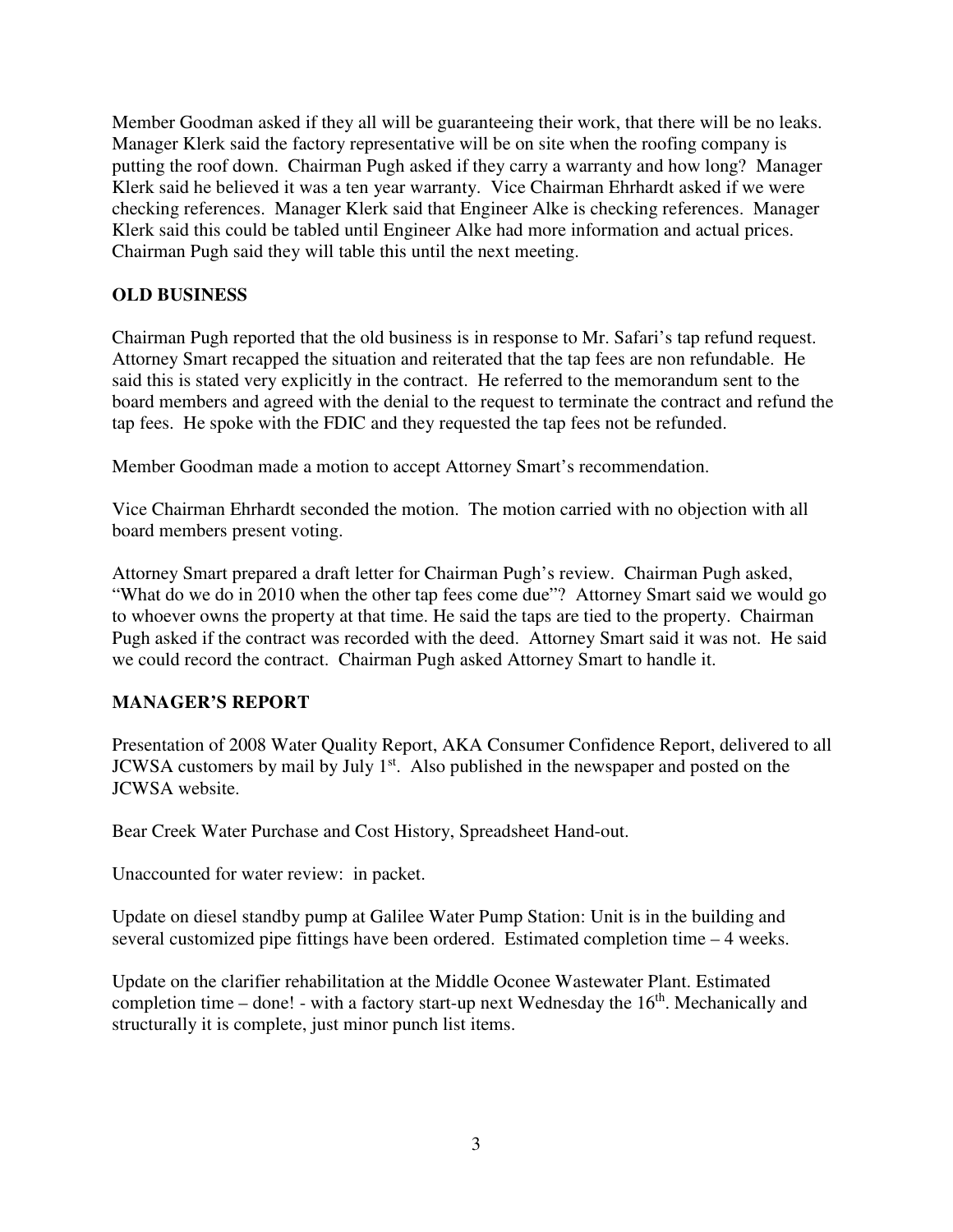Member Goodman asked if they all will be guaranteeing their work, that there will be no leaks. Manager Klerk said the factory representative will be on site when the roofing company is putting the roof down. Chairman Pugh asked if they carry a warranty and how long? Manager Klerk said he believed it was a ten year warranty. Vice Chairman Ehrhardt asked if we were checking references. Manager Klerk said that Engineer Alke is checking references. Manager Klerk said this could be tabled until Engineer Alke had more information and actual prices. Chairman Pugh said they will table this until the next meeting.

## OLD BUSINESS

Chairman Pugh reported that the old business is in response to Mr. Safari's tap refund request. Attorney Smart recapped the situation and reiterated that the tap fees are non refundable. He said this is stated very explicitly in the contract. He referred to the memorandum sent to the board members and agreed with the denial to the request to terminate the contract and refund the tap fees. He spoke with the FDIC and they requested the tap fees not be refunded.

Member Goodman made a motion to accept Attorney Smart's recommendation.

Vice Chairman Ehrhardt seconded the motion. The motion carried with no objection with all board members present voting.

Attorney Smart prepared a draft letter for Chairman Pugh's review. Chairman Pugh asked, "What do we do in 2010 when the other tap fees come due"? Attorney Smart said we would go to whoever owns the property at that time. He said the taps are tied to the property. Chairman Pugh asked if the contract was recorded with the deed. Attorney Smart said it was not. He said we could record the contract. Chairman Pugh asked Attorney Smart to handle it.

## MANAGER'S REPORT

Presentation of 2008 Water Quality Report, AKA Consumer Confidence Report, delivered to all JCWSA customers by mail by July 1st. Also published in the newspaper and posted on the JCWSA website.

Bear Creek Water Purchase and Cost History, Spreadsheet Hand-out.

Unaccounted for water review: in packet.

Update on diesel standby pump at Galilee Water Pump Station: Unit is in the building and several customized pipe fittings have been ordered. Estimated completion time – 4 weeks.

Update on the clarifier rehabilitation at the Middle Oconee Wastewater Plant. Estimated completion time – done! - with a factory start-up next Wednesday the 16th. Mechanically and structurally it is complete, just minor punch list items.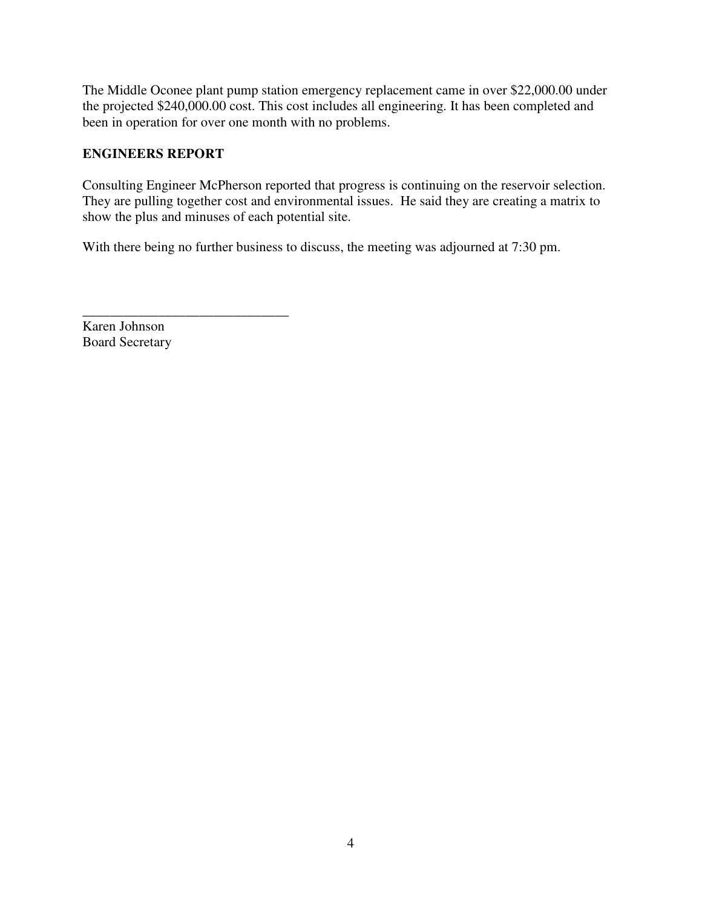The Middle Oconee plant pump station emergency replacement came in over $22,000.00 under the projected $240,000.00 cost. This cost includes all engineering. It has been completed and been in operation for over one month with no problems.

**ENGINEERS REPORT**

Consulting Engineer McPherson reported that progress is continuing on the reservoir selection. They are pulling together cost and environmental issues. He said they are creating a matrix to show the plus and minuses of each potential site.

With there being no further business to discuss, the meeting was adjourned at 7:30 pm.

______________________________

Karen Johnson
Board Secretary